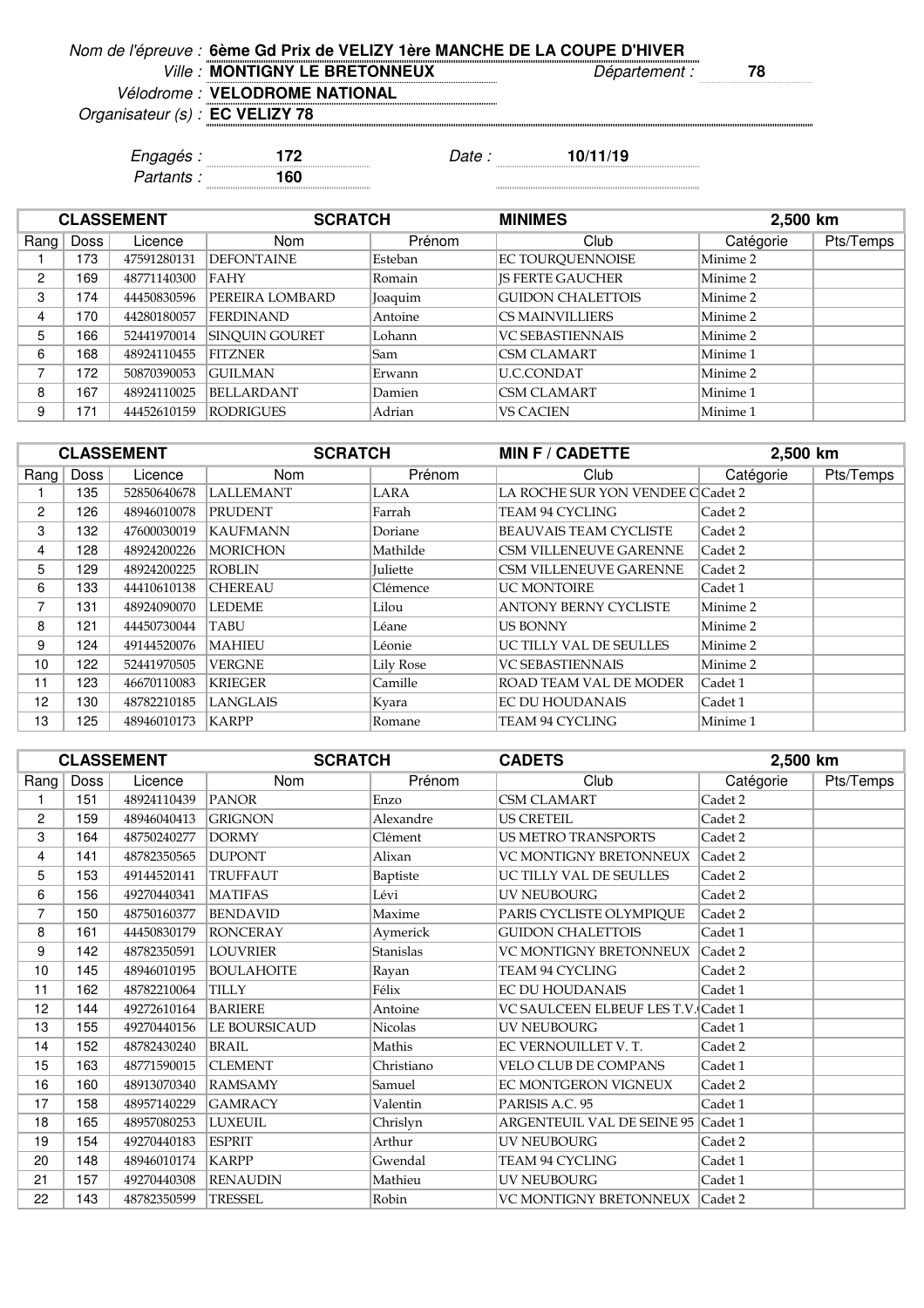*Nom de l'épreuve :* **6ème Gd Prix de VELIZY 1ère MANCHE DE LA COUPE D'HIVER**

*Ville :* **MONTIGNY LE BRETONNEUX** *Département :* **78**

*Vélodrome :* **VELODROME NATIONAL**

*Organisateur (s) :* **EC VELIZY 78**

*Engagés :* **172** *Date :* **10/11/19**

*Partants :* **160**

| CLASSEMENT | | | SCRATCH | | MINIMES | 2,500 km | |
|---|---|---|---|---|---|---|---|
| Rang | Doss | Licence | Nom | Prénom | Club | Catégorie | Pts/Temps |
| 1 | 173 | 47591280131 | DEFONTAINE | Esteban | EC TOURQUENNOISE | Minime 2 | |
| 2 | 169 | 48771140300 | FAHY | Romain | JS FERTE GAUCHER | Minime 2 | |
| 3 | 174 | 44450830596 | PEREIRA LOMBARD | Joaquim | GUIDON CHALETTOIS | Minime 2 | |
| 4 | 170 | 44280180057 | FERDINAND | Antoine | CS MAINVILLIERS | Minime 2 | |
| 5 | 166 | 52441970014 | SINQUIN GOURET | Lohann | VC SEBASTIENNAIS | Minime 2 | |
| 6 | 168 | 48924110455 | FITZNER | Sam | CSM CLAMART | Minime 1 | |
| 7 | 172 | 50870390053 | GUILMAN | Erwann | U.C.CONDAT | Minime 2 | |
| 8 | 167 | 48924110025 | BELLARDANT | Damien | CSM CLAMART | Minime 1 | |
| 9 | 171 | 44452610159 | RODRIGUES | Adrian | VS CACIEN | Minime 1 | |

| CLASSEMENT | | | SCRATCH | | MIN F / CADETTE | 2,500 km | |
|---|---|---|---|---|---|---|---|
| Rang | Doss | Licence | Nom | Prénom | Club | Catégorie | Pts/Temps |
| 1 | 135 | 52850640678 | LALLEMANT | LARA | LA ROCHE SUR YON VENDEE C | Cadet 2 | |
| 2 | 126 | 48946010078 | PRUDENT | Farrah | TEAM 94 CYCLING | Cadet 2 | |
| 3 | 132 | 47600030019 | KAUFMANN | Doriane | BEAUVAIS TEAM CYCLISTE | Cadet 2 | |
| 4 | 128 | 48924200226 | MORICHON | Mathilde | CSM VILLENEUVE GARENNE | Cadet 2 | |
| 5 | 129 | 48924200225 | ROBLIN | Juliette | CSM VILLENEUVE GARENNE | Cadet 2 | |
| 6 | 133 | 44410610138 | CHEREAU | Clémence | UC MONTOIRE | Cadet 1 | |
| 7 | 131 | 48924090070 | LEDEME | Lilou | ANTONY BERNY CYCLISTE | Minime 2 | |
| 8 | 121 | 44450730044 | TABU | Léane | US BONNY | Minime 2 | |
| 9 | 124 | 49144520076 | MAHIEU | Léonie | UC TILLY VAL DE SEULLES | Minime 2 | |
| 10 | 122 | 52441970505 | VERGNE | Lily Rose | VC SEBASTIENNAIS | Minime 2 | |
| 11 | 123 | 46670110083 | KRIEGER | Camille | ROAD TEAM VAL DE MODER | Cadet 1 | |
| 12 | 130 | 48782210185 | LANGLAIS | Kyara | EC DU HOUDANAIS | Cadet 1 | |
| 13 | 125 | 48946010173 | KARPP | Romane | TEAM 94 CYCLING | Minime 1 | |

| CLASSEMENT | | | SCRATCH | | CADETS | 2,500 km | |
|---|---|---|---|---|---|---|---|
| Rang | Doss | Licence | Nom | Prénom | Club | Catégorie | Pts/Temps |
| 1 | 151 | 48924110439 | PANOR | Enzo | CSM CLAMART | Cadet 2 | |
| 2 | 159 | 48946040413 | GRIGNON | Alexandre | US CRETEIL | Cadet 2 | |
| 3 | 164 | 48750240277 | DORMY | Clément | US METRO TRANSPORTS | Cadet 2 | |
| 4 | 141 | 48782350565 | DUPONT | Alixan | VC MONTIGNY BRETONNEUX | Cadet 2 | |
| 5 | 153 | 49144520141 | TRUFFAUT | Baptiste | UC TILLY VAL DE SEULLES | Cadet 2 | |
| 6 | 156 | 49270440341 | MATIFAS | Lévi | UV NEUBOURG | Cadet 2 | |
| 7 | 150 | 48750160377 | BENDAVID | Maxime | PARIS CYCLISTE OLYMPIQUE | Cadet 2 | |
| 8 | 161 | 44450830179 | RONCERAY | Aymerick | GUIDON CHALETTOIS | Cadet 1 | |
| 9 | 142 | 48782350591 | LOUVRIER | Stanislas | VC MONTIGNY BRETONNEUX | Cadet 2 | |
| 10 | 145 | 48946010195 | BOULAHOITE | Rayan | TEAM 94 CYCLING | Cadet 2 | |
| 11 | 162 | 48782210064 | TILLY | Félix | EC DU HOUDANAIS | Cadet 1 | |
| 12 | 144 | 49272610164 | BARIERE | Antoine | VC SAULCEEN ELBEUF LES T.V. | Cadet 1 | |
| 13 | 155 | 49270440156 | LE BOURSICAUD | Nicolas | UV NEUBOURG | Cadet 1 | |
| 14 | 152 | 48782430240 | BRAIL | Mathis | EC VERNOUILLET V. T. | Cadet 2 | |
| 15 | 163 | 48771590015 | CLEMENT | Christiano | VELO CLUB DE COMPANS | Cadet 1 | |
| 16 | 160 | 48913070340 | RAMSAMY | Samuel | EC MONTGERON VIGNEUX | Cadet 2 | |
| 17 | 158 | 48957140229 | GAMRACY | Valentin | PARISIS A.C. 95 | Cadet 1 | |
| 18 | 165 | 48957080253 | LUXEUIL | Chrislyn | ARGENTEUIL VAL DE SEINE 95 | Cadet 1 | |
| 19 | 154 | 49270440183 | ESPRIT | Arthur | UV NEUBOURG | Cadet 2 | |
| 20 | 148 | 48946010174 | KARPP | Gwendal | TEAM 94 CYCLING | Cadet 1 | |
| 21 | 157 | 49270440308 | RENAUDIN | Mathieu | UV NEUBOURG | Cadet 1 | |
| 22 | 143 | 48782350599 | TRESSEL | Robin | VC MONTIGNY BRETONNEUX | Cadet 2 | |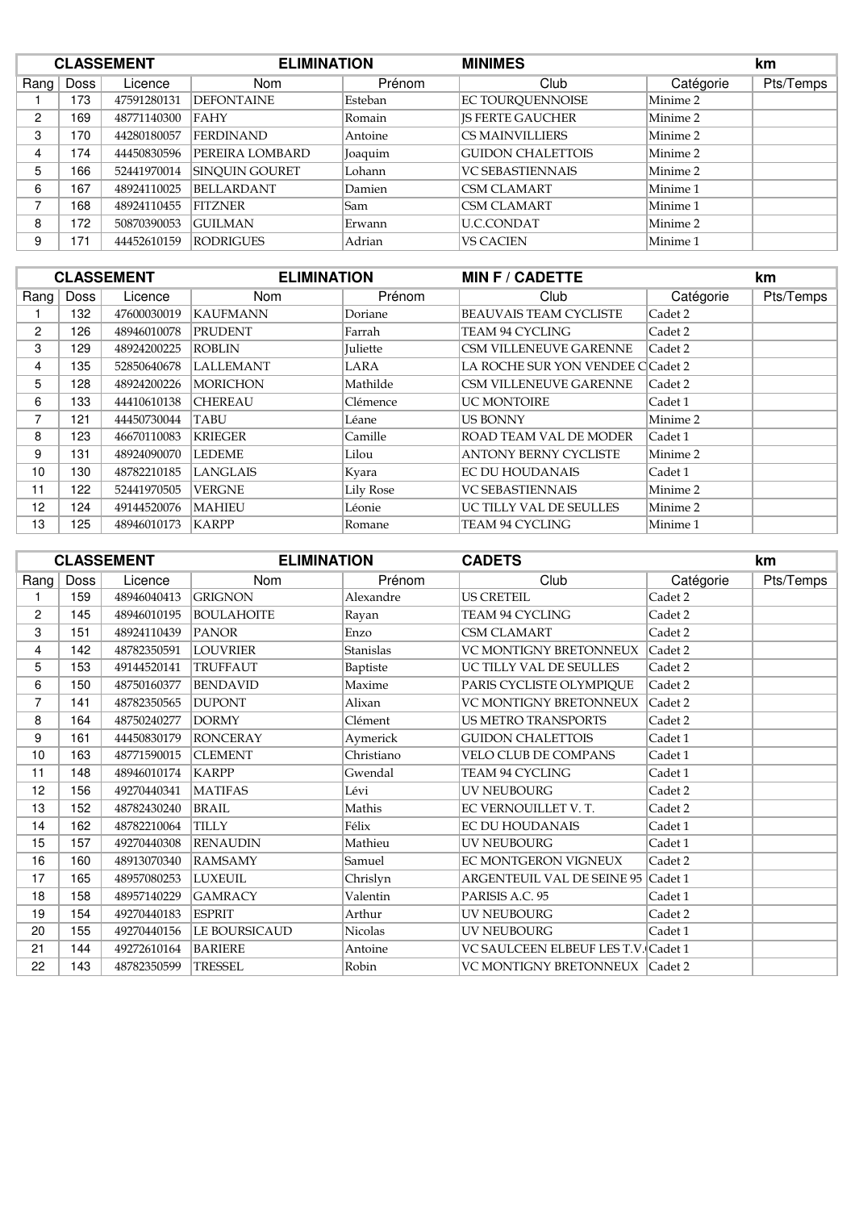| CLASSEMENT | | ELIMINATION | | MINIMES | | | km |
|---|---|---|---|---|---|---|---|
| Rang | Doss | Licence | Nom | Prénom | Club | Catégorie | Pts/Temps |
| 1 | 173 | 47591280131 | DEFONTAINE | Esteban | EC TOURQUENNOISE | Minime 2 | |
| 2 | 169 | 48771140300 | FAHY | Romain | JS FERTE GAUCHER | Minime 2 | |
| 3 | 170 | 44280180057 | FERDINAND | Antoine | CS MAINVILLIERS | Minime 2 | |
| 4 | 174 | 44450830596 | PEREIRA LOMBARD | Joaquim | GUIDON CHALETTOIS | Minime 2 | |
| 5 | 166 | 52441970014 | SINQUIN GOURET | Lohann | VC SEBASTIENNAIS | Minime 2 | |
| 6 | 167 | 48924110025 | BELLARDANT | Damien | CSM CLAMART | Minime 1 | |
| 7 | 168 | 48924110455 | FITZNER | Sam | CSM CLAMART | Minime 1 | |
| 8 | 172 | 50870390053 | GUILMAN | Erwann | U.C.CONDAT | Minime 2 | |
| 9 | 171 | 44452610159 | RODRIGUES | Adrian | VS CACIEN | Minime 1 | |

| CLASSEMENT | | ELIMINATION | | MIN F / CADETTE | | | km |
|---|---|---|---|---|---|---|---|
| Rang | Doss | Licence | Nom | Prénom | Club | Catégorie | Pts/Temps |
| 1 | 132 | 47600030019 | KAUFMANN | Doriane | BEAUVAIS TEAM CYCLISTE | Cadet 2 | |
| 2 | 126 | 48946010078 | PRUDENT | Farrah | TEAM 94 CYCLING | Cadet 2 | |
| 3 | 129 | 48924200225 | ROBLIN | Juliette | CSM VILLENEUVE GARENNE | Cadet 2 | |
| 4 | 135 | 52850640678 | LALLEMANT | LARA | LA ROCHE SUR YON VENDEE C | Cadet 2 | |
| 5 | 128 | 48924200226 | MORICHON | Mathilde | CSM VILLENEUVE GARENNE | Cadet 2 | |
| 6 | 133 | 44410610138 | CHEREAU | Clémence | UC MONTOIRE | Cadet 1 | |
| 7 | 121 | 44450730044 | TABU | Léane | US BONNY | Minime 2 | |
| 8 | 123 | 46670110083 | KRIEGER | Camille | ROAD TEAM VAL DE MODER | Cadet 1 | |
| 9 | 131 | 48924090070 | LEDEME | Lilou | ANTONY BERNY CYCLISTE | Minime 2 | |
| 10 | 130 | 48782210185 | LANGLAIS | Kyara | EC DU HOUDANAIS | Cadet 1 | |
| 11 | 122 | 52441970505 | VERGNE | Lily Rose | VC SEBASTIENNAIS | Minime 2 | |
| 12 | 124 | 49144520076 | MAHIEU | Léonie | UC TILLY VAL DE SEULLES | Minime 2 | |
| 13 | 125 | 48946010173 | KARPP | Romane | TEAM 94 CYCLING | Minime 1 | |

| CLASSEMENT | | ELIMINATION | | CADETS | | | km |
|---|---|---|---|---|---|---|---|
| Rang | Doss | Licence | Nom | Prénom | Club | Catégorie | Pts/Temps |
| 1 | 159 | 48946040413 | GRIGNON | Alexandre | US CRETEIL | Cadet 2 | |
| 2 | 145 | 48946010195 | BOULAHOITE | Rayan | TEAM 94 CYCLING | Cadet 2 | |
| 3 | 151 | 48924110439 | PANOR | Enzo | CSM CLAMART | Cadet 2 | |
| 4 | 142 | 48782350591 | LOUVRIER | Stanislas | VC MONTIGNY BRETONNEUX | Cadet 2 | |
| 5 | 153 | 49144520141 | TRUFFAUT | Baptiste | UC TILLY VAL DE SEULLES | Cadet 2 | |
| 6 | 150 | 48750160377 | BENDAVID | Maxime | PARIS CYCLISTE OLYMPIQUE | Cadet 2 | |
| 7 | 141 | 48782350565 | DUPONT | Alixan | VC MONTIGNY BRETONNEUX | Cadet 2 | |
| 8 | 164 | 48750240277 | DORMY | Clément | US METRO TRANSPORTS | Cadet 2 | |
| 9 | 161 | 44450830179 | RONCERAY | Aymerick | GUIDON CHALETTOIS | Cadet 1 | |
| 10 | 163 | 48771590015 | CLEMENT | Christiano | VELO CLUB DE COMPANS | Cadet 1 | |
| 11 | 148 | 48946010174 | KARPP | Gwendal | TEAM 94 CYCLING | Cadet 1 | |
| 12 | 156 | 49270440341 | MATIFAS | Lévi | UV NEUBOURG | Cadet 2 | |
| 13 | 152 | 48782430240 | BRAIL | Mathis | EC VERNOUILLET V. T. | Cadet 2 | |
| 14 | 162 | 48782210064 | TILLY | Félix | EC DU HOUDANAIS | Cadet 1 | |
| 15 | 157 | 49270440308 | RENAUDIN | Mathieu | UV NEUBOURG | Cadet 1 | |
| 16 | 160 | 48913070340 | RAMSAMY | Samuel | EC MONTGERON VIGNEUX | Cadet 2 | |
| 17 | 165 | 48957080253 | LUXEUIL | Chrislyn | ARGENTEUIL VAL DE SEINE 95 | Cadet 1 | |
| 18 | 158 | 48957140229 | GAMRACY | Valentin | PARISIS A.C. 95 | Cadet 1 | |
| 19 | 154 | 49270440183 | ESPRIT | Arthur | UV NEUBOURG | Cadet 2 | |
| 20 | 155 | 49270440156 | LE BOURSICAUD | Nicolas | UV NEUBOURG | Cadet 1 | |
| 21 | 144 | 49272610164 | BARIERE | Antoine | VC SAULCEEN ELBEUF LES T.V. | Cadet 1 | |
| 22 | 143 | 48782350599 | TRESSEL | Robin | VC MONTIGNY BRETONNEUX | Cadet 2 | |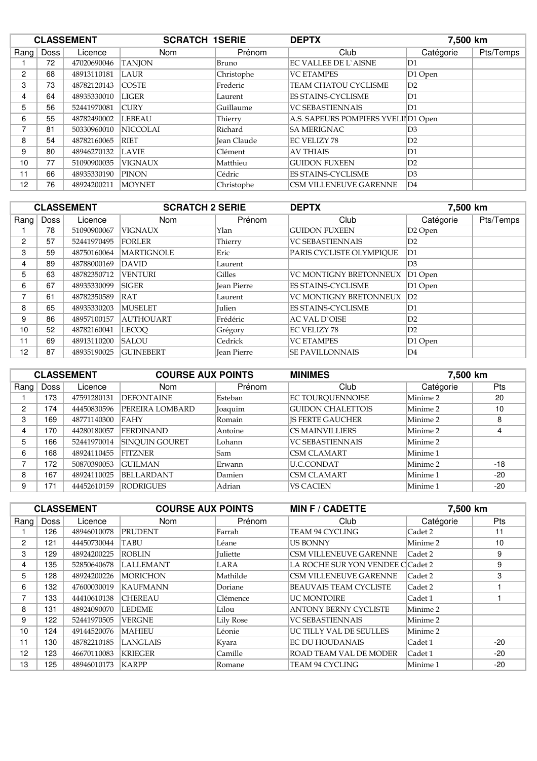| CLASSEMENT | | | SCRATCH 1SERIE | | DEPTX | 7,500 km | |
|---|---|---|---|---|---|---|---|
| Rang | Doss | Licence | Nom | Prénom | Club | Catégorie | Pts/Temps |
| 1 | 72 | 47020690046 | TANJON | Bruno | EC VALLEE DE L`AISNE | D1 | |
| 2 | 68 | 48913110181 | LAUR | Christophe | VC ETAMPES | D1 Open | |
| 3 | 73 | 48782120143 | COSTE | Frederic | TEAM CHATOU CYCLISME | D2 | |
| 4 | 64 | 48935330010 | LIGER | Laurent | ES STAINS-CYCLISME | D1 | |
| 5 | 56 | 52441970081 | CURY | Guillaume | VC SEBASTIENNAIS | D1 | |
| 6 | 55 | 48782490002 | LEBEAU | Thierry | A.S. SAPEURS POMPIERS YVELI | D1 Open | |
| 7 | 81 | 50330960010 | NICCOLAI | Richard | SA MERIGNAC | D3 | |
| 8 | 54 | 48782160065 | RIET | Jean Claude | EC VELIZY 78 | D2 | |
| 9 | 80 | 48946270132 | LAVIE | Clément | AV THIAIS | D1 | |
| 10 | 77 | 51090900035 | VIGNAUX | Matthieu | GUIDON FUXEEN | D2 | |
| 11 | 66 | 48935330190 | PINON | Cédric | ES STAINS-CYCLISME | D3 | |
| 12 | 76 | 48924200211 | MOYNET | Christophe | CSM VILLENEUVE GARENNE | D4 | |

| CLASSEMENT | | | SCRATCH 2 SERIE | | DEPTX | 7,500 km | |
|---|---|---|---|---|---|---|---|
| Rang | Doss | Licence | Nom | Prénom | Club | Catégorie | Pts/Temps |
| 1 | 78 | 51090900067 | VIGNAUX | Ylan | GUIDON FUXEEN | D2 Open | |
| 2 | 57 | 52441970495 | FORLER | Thierry | VC SEBASTIENNAIS | D2 | |
| 3 | 59 | 48750160064 | MARTIGNOLE | Eric | PARIS CYCLISTE OLYMPIQUE | D1 | |
| 4 | 89 | 47788000169 | DAVID | Laurent | | D3 | |
| 5 | 63 | 48782350712 | VENTURI | Gilles | VC MONTIGNY BRETONNEUX | D1 Open | |
| 6 | 67 | 48935330099 | SIGER | Jean Pierre | ES STAINS-CYCLISME | D1 Open | |
| 7 | 61 | 48782350589 | RAT | Laurent | VC MONTIGNY BRETONNEUX | D2 | |
| 8 | 65 | 48935330203 | MUSELET | Julien | ES STAINS-CYCLISME | D1 | |
| 9 | 86 | 48957100157 | AUTHOUART | Frédéric | AC VAL D`OISE | D2 | |
| 10 | 52 | 48782160041 | LECOQ | Grégory | EC VELIZY 78 | D2 | |
| 11 | 69 | 48913110200 | SALOU | Cedrick | VC ETAMPES | D1 Open | |
| 12 | 87 | 48935190025 | GUINEBERT | Jean Pierre | SE PAVILLONNAIS | D4 | |

| CLASSEMENT | | | COURSE AUX POINTS | | MINIMES | 7,500 km | |
|---|---|---|---|---|---|---|---|
| Rang | Doss | Licence | Nom | Prénom | Club | Catégorie | Pts |
| 1 | 173 | 47591280131 | DEFONTAINE | Esteban | EC TOURQUENNOISE | Minime 2 | 20 |
| 2 | 174 | 44450830596 | PEREIRA LOMBARD | Joaquim | GUIDON CHALETTOIS | Minime 2 | 10 |
| 3 | 169 | 48771140300 | FAHY | Romain | JS FERTE GAUCHER | Minime 2 | 8 |
| 4 | 170 | 44280180057 | FERDINAND | Antoine | CS MAINVILLIERS | Minime 2 | 4 |
| 5 | 166 | 52441970014 | SINQUIN GOURET | Lohann | VC SEBASTIENNAIS | Minime 2 | |
| 6 | 168 | 48924110455 | FITZNER | Sam | CSM CLAMART | Minime 1 | |
| 7 | 172 | 50870390053 | GUILMAN | Erwann | U.C.CONDAT | Minime 2 | -18 |
| 8 | 167 | 48924110025 | BELLARDANT | Damien | CSM CLAMART | Minime 1 | -20 |
| 9 | 171 | 44452610159 | RODRIGUES | Adrian | VS CACIEN | Minime 1 | -20 |

| CLASSEMENT | | | COURSE AUX POINTS | | MIN F / CADETTE | 7,500 km | |
|---|---|---|---|---|---|---|---|
| Rang | Doss | Licence | Nom | Prénom | Club | Catégorie | Pts |
| 1 | 126 | 48946010078 | PRUDENT | Farrah | TEAM 94 CYCLING | Cadet 2 | 11 |
| 2 | 121 | 44450730044 | TABU | Léane | US BONNY | Minime 2 | 10 |
| 3 | 129 | 48924200225 | ROBLIN | Juliette | CSM VILLENEUVE GARENNE | Cadet 2 | 9 |
| 4 | 135 | 52850640678 | LALLEMANT | LARA | LA ROCHE SUR YON VENDEE C | Cadet 2 | 9 |
| 5 | 128 | 48924200226 | MORICHON | Mathilde | CSM VILLENEUVE GARENNE | Cadet 2 | 3 |
| 6 | 132 | 47600030019 | KAUFMANN | Doriane | BEAUVAIS TEAM CYCLISTE | Cadet 2 | 1 |
| 7 | 133 | 44410610138 | CHEREAU | Clémence | UC MONTOIRE | Cadet 1 | 1 |
| 8 | 131 | 48924090070 | LEDEME | Lilou | ANTONY BERNY CYCLISTE | Minime 2 | |
| 9 | 122 | 52441970505 | VERGNE | Lily Rose | VC SEBASTIENNAIS | Minime 2 | |
| 10 | 124 | 49144520076 | MAHIEU | Léonie | UC TILLY VAL DE SEULLES | Minime 2 | |
| 11 | 130 | 48782210185 | LANGLAIS | Kyara | EC DU HOUDANAIS | Cadet 1 | -20 |
| 12 | 123 | 46670110083 | KRIEGER | Camille | ROAD TEAM VAL DE MODER | Cadet 1 | -20 |
| 13 | 125 | 48946010173 | KARPP | Romane | TEAM 94 CYCLING | Minime 1 | -20 |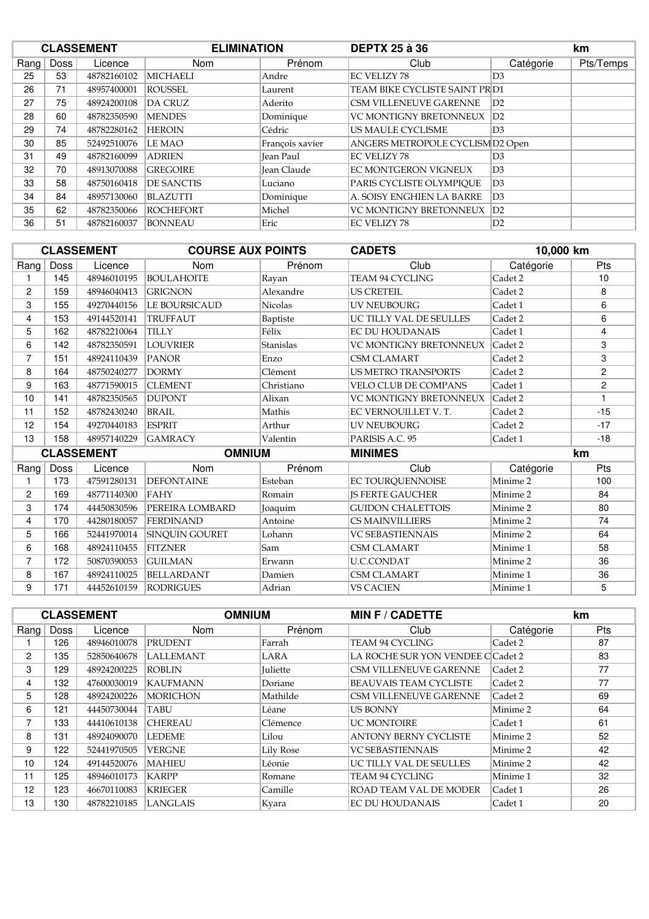| CLASSEMENT | | ELIMINATION | | | DEPTX 25 à 36 | | km |
|---|---|---|---|---|---|---|---|
| Rang | Doss | Licence | Nom | Prénom | Club | Catégorie | Pts/Temps |
| 25 | 53 | 48782160102 | MICHAELI | Andre | EC VELIZY 78 | D3 | |
| 26 | 71 | 48957400001 | ROUSSEL | Laurent | TEAM BIKE CYCLISTE SAINT PR | D1 | |
| 27 | 75 | 48924200108 | DA CRUZ | Aderito | CSM VILLENEUVE GARENNE | D2 | |
| 28 | 60 | 48782350590 | MENDES | Dominique | VC MONTIGNY BRETONNEUX | D2 | |
| 29 | 74 | 48782280162 | HEROIN | Cédric | US MAULE CYCLISME | D3 | |
| 30 | 85 | 52492510076 | LE MAO | François xavier | ANGERS METROPOLE CYCLISM | D2 Open | |
| 31 | 49 | 48782160099 | ADRIEN | Jean Paul | EC VELIZY 78 | D3 | |
| 32 | 70 | 48913070088 | GREGOIRE | Jean Claude | EC MONTGERON VIGNEUX | D3 | |
| 33 | 58 | 48750160418 | DE SANCTIS | Luciano | PARIS CYCLISTE OLYMPIQUE | D3 | |
| 34 | 84 | 48957130060 | BLAZUTTI | Dominique | A. SOISY ENGHIEN LA BARRE | D3 | |
| 35 | 62 | 48782350066 | ROCHEFORT | Michel | VC MONTIGNY BRETONNEUX | D2 | |
| 36 | 51 | 48782160037 | BONNEAU | Eric | EC VELIZY 78 | D2 | |

| CLASSEMENT | | COURSE AUX POINTS | | | CADETS | 10,000 km | |
|---|---|---|---|---|---|---|---|
| Rang | Doss | Licence | Nom | Prénom | Club | Catégorie | Pts |
| 1 | 145 | 48946010195 | BOULAHOITE | Rayan | TEAM 94 CYCLING | Cadet 2 | 10 |
| 2 | 159 | 48946040413 | GRIGNON | Alexandre | US CRETEIL | Cadet 2 | 8 |
| 3 | 155 | 49270440156 | LE BOURSICAUD | Nicolas | UV NEUBOURG | Cadet 1 | 6 |
| 4 | 153 | 49144520141 | TRUFFAUT | Baptiste | UC TILLY VAL DE SEULLES | Cadet 2 | 6 |
| 5 | 162 | 48782210064 | TILLY | Félix | EC DU HOUDANAIS | Cadet 1 | 4 |
| 6 | 142 | 48782350591 | LOUVRIER | Stanislas | VC MONTIGNY BRETONNEUX | Cadet 2 | 3 |
| 7 | 151 | 48924110439 | PANOR | Enzo | CSM CLAMART | Cadet 2 | 3 |
| 8 | 164 | 48750240277 | DORMY | Clément | US METRO TRANSPORTS | Cadet 2 | 2 |
| 9 | 163 | 48771590015 | CLEMENT | Christiano | VELO CLUB DE COMPANS | Cadet 1 | 2 |
| 10 | 141 | 48782350565 | DUPONT | Alixan | VC MONTIGNY BRETONNEUX | Cadet 2 | 1 |
| 11 | 152 | 48782430240 | BRAIL | Mathis | EC VERNOUILLET V. T. | Cadet 2 | -15 |
| 12 | 154 | 49270440183 | ESPRIT | Arthur | UV NEUBOURG | Cadet 2 | -17 |
| 13 | 158 | 48957140229 | GAMRACY | Valentin | PARISIS A.C. 95 | Cadet 1 | -18 |

| CLASSEMENT | | OMNIUM | | | MINIMES | | km |
|---|---|---|---|---|---|---|---|
| Rang | Doss | Licence | Nom | Prénom | Club | Catégorie | Pts |
| 1 | 173 | 47591280131 | DEFONTAINE | Esteban | EC TOURQUENNOISE | Minime 2 | 100 |
| 2 | 169 | 48771140300 | FAHY | Romain | JS FERTE GAUCHER | Minime 2 | 84 |
| 3 | 174 | 44450830596 | PEREIRA LOMBARD | Joaquim | GUIDON CHALETTOIS | Minime 2 | 80 |
| 4 | 170 | 44280180057 | FERDINAND | Antoine | CS MAINVILLIERS | Minime 2 | 74 |
| 5 | 166 | 52441970014 | SINQUIN GOURET | Lohann | VC SEBASTIENNAIS | Minime 2 | 64 |
| 6 | 168 | 48924110455 | FITZNER | Sam | CSM CLAMART | Minime 1 | 58 |
| 7 | 172 | 50870390053 | GUILMAN | Erwann | U.C.CONDAT | Minime 2 | 36 |
| 8 | 167 | 48924110025 | BELLARDANT | Damien | CSM CLAMART | Minime 1 | 36 |
| 9 | 171 | 44452610159 | RODRIGUES | Adrian | VS CACIEN | Minime 1 | 5 |

| CLASSEMENT | | OMNIUM | | | MIN F / CADETTE | | km |
|---|---|---|---|---|---|---|---|
| Rang | Doss | Licence | Nom | Prénom | Club | Catégorie | Pts |
| 1 | 126 | 48946010078 | PRUDENT | Farrah | TEAM 94 CYCLING | Cadet 2 | 87 |
| 2 | 135 | 52850640678 | LALLEMANT | LARA | LA ROCHE SUR YON VENDEE C | Cadet 2 | 83 |
| 3 | 129 | 48924200225 | ROBLIN | Juliette | CSM VILLENEUVE GARENNE | Cadet 2 | 77 |
| 4 | 132 | 47600030019 | KAUFMANN | Doriane | BEAUVAIS TEAM CYCLISTE | Cadet 2 | 77 |
| 5 | 128 | 48924200226 | MORICHON | Mathilde | CSM VILLENEUVE GARENNE | Cadet 2 | 69 |
| 6 | 121 | 44450730044 | TABU | Léane | US BONNY | Minime 2 | 64 |
| 7 | 133 | 44410610138 | CHEREAU | Clémence | UC MONTOIRE | Cadet 1 | 61 |
| 8 | 131 | 48924090070 | LEDEME | Lilou | ANTONY BERNY CYCLISTE | Minime 2 | 52 |
| 9 | 122 | 52441970505 | VERGNE | Lily Rose | VC SEBASTIENNAIS | Minime 2 | 42 |
| 10 | 124 | 49144520076 | MAHIEU | Léonie | UC TILLY VAL DE SEULLES | Minime 2 | 42 |
| 11 | 125 | 48946010173 | KARPP | Romane | TEAM 94 CYCLING | Minime 1 | 32 |
| 12 | 123 | 46670110083 | KRIEGER | Camille | ROAD TEAM VAL DE MODER | Cadet 1 | 26 |
| 13 | 130 | 48782210185 | LANGLAIS | Kyara | EC DU HOUDANAIS | Cadet 1 | 20 |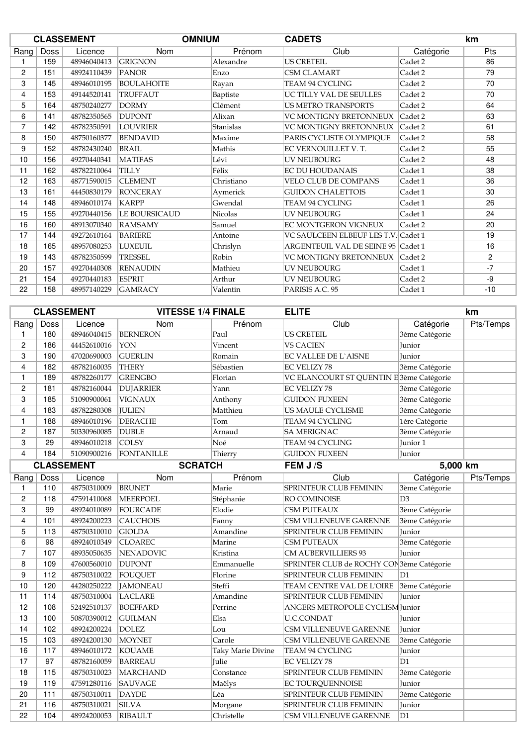| CLASSEMENT | | | OMNIUM | | CADETS | | km |
|---|---|---|---|---|---|---|---|
| Rang | Doss | Licence | Nom | Prénom | Club | Catégorie | Pts |
| 1 | 159 | 48946040413 | GRIGNON | Alexandre | US CRETEIL | Cadet 2 | 86 |
| 2 | 151 | 48924110439 | PANOR | Enzo | CSM CLAMART | Cadet 2 | 79 |
| 3 | 145 | 48946010195 | BOULAHOITE | Rayan | TEAM 94 CYCLING | Cadet 2 | 70 |
| 4 | 153 | 49144520141 | TRUFFAUT | Baptiste | UC TILLY VAL DE SEULLES | Cadet 2 | 70 |
| 5 | 164 | 48750240277 | DORMY | Clément | US METRO TRANSPORTS | Cadet 2 | 64 |
| 6 | 141 | 48782350565 | DUPONT | Alixan | VC MONTIGNY BRETONNEUX | Cadet 2 | 63 |
| 7 | 142 | 48782350591 | LOUVRIER | Stanislas | VC MONTIGNY BRETONNEUX | Cadet 2 | 61 |
| 8 | 150 | 48750160377 | BENDAVID | Maxime | PARIS CYCLISTE OLYMPIQUE | Cadet 2 | 58 |
| 9 | 152 | 48782430240 | BRAIL | Mathis | EC VERNOUILLET V. T. | Cadet 2 | 55 |
| 10 | 156 | 49270440341 | MATIFAS | Lévi | UV NEUBOURG | Cadet 2 | 48 |
| 11 | 162 | 48782210064 | TILLY | Félix | EC DU HOUDANAIS | Cadet 1 | 38 |
| 12 | 163 | 48771590015 | CLEMENT | Christiano | VELO CLUB DE COMPANS | Cadet 1 | 36 |
| 13 | 161 | 44450830179 | RONCERAY | Aymerick | GUIDON CHALETTOIS | Cadet 1 | 30 |
| 14 | 148 | 48946010174 | KARPP | Gwendal | TEAM 94 CYCLING | Cadet 1 | 26 |
| 15 | 155 | 49270440156 | LE BOURSICAUD | Nicolas | UV NEUBOURG | Cadet 1 | 24 |
| 16 | 160 | 48913070340 | RAMSAMY | Samuel | EC MONTGERON VIGNEUX | Cadet 2 | 20 |
| 17 | 144 | 49272610164 | BARIERE | Antoine | VC SAULCEEN ELBEUF LES T.V.( | Cadet 1 | 19 |
| 18 | 165 | 48957080253 | LUXEUIL | Chrislyn | ARGENTEUIL VAL DE SEINE 95 | Cadet 1 | 16 |
| 19 | 143 | 48782350599 | TRESSEL | Robin | VC MONTIGNY BRETONNEUX | Cadet 2 | 2 |
| 20 | 157 | 49270440308 | RENAUDIN | Mathieu | UV NEUBOURG | Cadet 1 | -7 |
| 21 | 154 | 49270440183 | ESPRIT | Arthur | UV NEUBOURG | Cadet 2 | -9 |
| 22 | 158 | 48957140229 | GAMRACY | Valentin | PARISIS A.C. 95 | Cadet 1 | -10 |

| CLASSEMENT | | | VITESSE 1/4 FINALE | | ELITE | | km |
|---|---|---|---|---|---|---|---|
| Rang | Doss | Licence | Nom | Prénom | Club | Catégorie | Pts/Temps |
| 1 | 180 | 48946040415 | BERNERON | Paul | US CRETEIL | 3ème Catégorie | |
| 2 | 186 | 44452610016 | YON | Vincent | VS CACIEN | Junior | |
| 3 | 190 | 47020690003 | GUERLIN | Romain | EC VALLEE DE L`AISNE | Junior | |
| 4 | 182 | 48782160035 | THERY | Sébastien | EC VELIZY 78 | 3ème Catégorie | |
| 1 | 189 | 48782260177 | GRENGBO | Florian | VC ELANCOURT ST QUENTIN E | 3ème Catégorie | |
| 2 | 181 | 48782160044 | DUJARRIER | Yann | EC VELIZY 78 | 3ème Catégorie | |
| 3 | 185 | 51090900061 | VIGNAUX | Anthony | GUIDON FUXEEN | 3ème Catégorie | |
| 4 | 183 | 48782280308 | JULIEN | Matthieu | US MAULE CYCLISME | 3ème Catégorie | |
| 1 | 188 | 48946010196 | DERACHE | Tom | TEAM 94 CYCLING | 1ère Catégorie | |
| 2 | 187 | 50330960085 | DUBLE | Arnaud | SA MERIGNAC | 3ème Catégorie | |
| 3 | 29 | 48946010218 | COLSY | Noé | TEAM 94 CYCLING | Junior 1 | |
| 4 | 184 | 51090900216 | FONTANILLE | Thierry | GUIDON FUXEEN | Junior | |

| CLASSEMENT | | | SCRATCH | | FEM J /S | 5,000 km | |
|---|---|---|---|---|---|---|---|
| Rang | Doss | Licence | Nom | Prénom | Club | Catégorie | Pts/Temps |
| 1 | 110 | 48750310009 | BRUNET | Marie | SPRINTEUR CLUB FEMININ | 3ème Catégorie | |
| 2 | 118 | 47591410068 | MEERPOEL | Stéphanie | RO COMINOISE | D3 | |
| 3 | 99 | 48924010089 | FOURCADE | Elodie | CSM PUTEAUX | 3ème Catégorie | |
| 4 | 101 | 48924200223 | CAUCHOIS | Fanny | CSM VILLENEUVE GARENNE | 3ème Catégorie | |
| 5 | 113 | 48750310010 | GIOLDA | Amandine | SPRINTEUR CLUB FEMININ | Junior | |
| 6 | 98 | 48924010349 | CLOAREC | Marine | CSM PUTEAUX | 3ème Catégorie | |
| 7 | 107 | 48935050635 | NENADOVIC | Kristina | CM AUBERVILLIERS 93 | Junior | |
| 8 | 109 | 47600560010 | DUPONT | Emmanuelle | SPRINTER CLUB de ROCHY CON | 3ème Catégorie | |
| 9 | 112 | 48750310022 | FOUQUET | Florine | SPRINTEUR CLUB FEMININ | D1 | |
| 10 | 120 | 44280250222 | JAMONEAU | Steffi | TEAM CENTRE VAL DE L'OIRE | 3ème Catégorie | |
| 11 | 114 | 48750310004 | LACLARE | Amandine | SPRINTEUR CLUB FEMININ | Junior | |
| 12 | 108 | 52492510137 | BOEFFARD | Perrine | ANGERS METROPOLE CYCLISM | Junior | |
| 13 | 100 | 50870390012 | GUILMAN | Elsa | U.C.CONDAT | Junior | |
| 14 | 102 | 48924200224 | DOLEZ | Lou | CSM VILLENEUVE GARENNE | Junior | |
| 15 | 103 | 48924200130 | MOYNET | Carole | CSM VILLENEUVE GARENNE | 3ème Catégorie | |
| 16 | 117 | 48946010172 | KOUAME | Taky Marie Divine | TEAM 94 CYCLING | Junior | |
| 17 | 97 | 48782160059 | BARREAU | Julie | EC VELIZY 78 | D1 | |
| 18 | 115 | 48750310023 | MARCHAND | Constance | SPRINTEUR CLUB FEMININ | 3ème Catégorie | |
| 19 | 119 | 47591280116 | SAUVAGE | Maëlys | EC TOURQUENNOISE | Junior | |
| 20 | 111 | 48750310011 | DAYDE | Léa | SPRINTEUR CLUB FEMININ | 3ème Catégorie | |
| 21 | 116 | 48750310021 | SILVA | Morgane | SPRINTEUR CLUB FEMININ | Junior | |
| 22 | 104 | 48924200053 | RIBAULT | Christelle | CSM VILLENEUVE GARENNE | D1 | |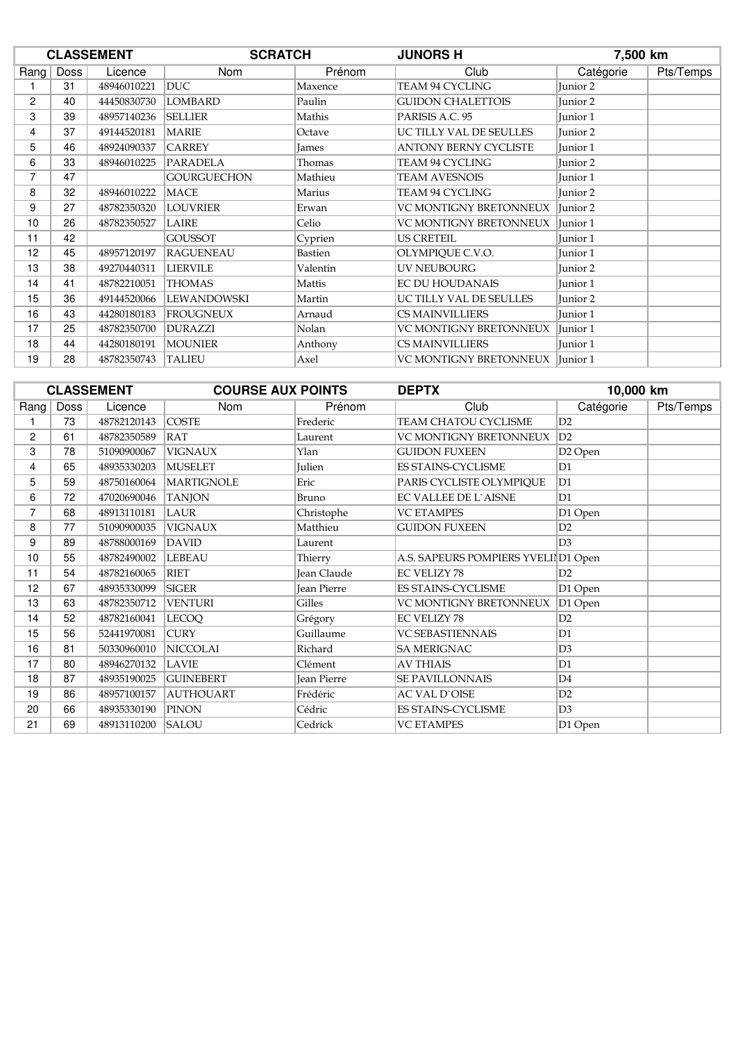| CLASSEMENT | | | SCRATCH | | JUNORS H | 7,500 km | |
|---|---|---|---|---|---|---|---|
| Rang | Doss | Licence | Nom | Prénom | Club | Catégorie | Pts/Temps |
| 1 | 31 | 48946010221 | DUC | Maxence | TEAM 94 CYCLING | Junior 2 | |
| 2 | 40 | 44450830730 | LOMBARD | Paulin | GUIDON CHALETTOIS | Junior 2 | |
| 3 | 39 | 48957140236 | SELLIER | Mathis | PARISIS A.C. 95 | Junior 1 | |
| 4 | 37 | 49144520181 | MARIE | Octave | UC TILLY VAL DE SEULLES | Junior 2 | |
| 5 | 46 | 48924090337 | CARREY | James | ANTONY BERNY CYCLISTE | Junior 1 | |
| 6 | 33 | 48946010225 | PARADELA | Thomas | TEAM 94 CYCLING | Junior 2 | |
| 7 | 47 | | GOURGUECHON | Mathieu | TEAM AVESNOIS | Junior 1 | |
| 8 | 32 | 48946010222 | MACE | Marius | TEAM 94 CYCLING | Junior 2 | |
| 9 | 27 | 48782350320 | LOUVRIER | Erwan | VC MONTIGNY BRETONNEUX | Junior 2 | |
| 10 | 26 | 48782350527 | LAIRE | Celio | VC MONTIGNY BRETONNEUX | Junior 1 | |
| 11 | 42 | | GOUSSOT | Cyprien | US CRETEIL | Junior 1 | |
| 12 | 45 | 48957120197 | RAGUENEAU | Bastien | OLYMPIQUE C.V.O. | Junior 1 | |
| 13 | 38 | 49270440311 | LIERVILE | Valentin | UV NEUBOURG | Junior 2 | |
| 14 | 41 | 48782210051 | THOMAS | Mattis | EC DU HOUDANAIS | Junior 1 | |
| 15 | 36 | 49144520066 | LEWANDOWSKI | Martin | UC TILLY VAL DE SEULLES | Junior 2 | |
| 16 | 43 | 44280180183 | FROUGNEUX | Arnaud | CS MAINVILLIERS | Junior 1 | |
| 17 | 25 | 48782350700 | DURAZZI | Nolan | VC MONTIGNY BRETONNEUX | Junior 1 | |
| 18 | 44 | 44280180191 | MOUNIER | Anthony | CS MAINVILLIERS | Junior 1 | |
| 19 | 28 | 48782350743 | TALIEU | Axel | VC MONTIGNY BRETONNEUX | Junior 1 | |

| CLASSEMENT | | | COURSE AUX POINTS | | DEPTX | 10,000 km | |
|---|---|---|---|---|---|---|---|
| Rang | Doss | Licence | Nom | Prénom | Club | Catégorie | Pts/Temps |
| 1 | 73 | 48782120143 | COSTE | Frederic | TEAM CHATOU CYCLISME | D2 | |
| 2 | 61 | 48782350589 | RAT | Laurent | VC MONTIGNY BRETONNEUX | D2 | |
| 3 | 78 | 51090900067 | VIGNAUX | Ylan | GUIDON FUXEEN | D2 Open | |
| 4 | 65 | 48935330203 | MUSELET | Julien | ES STAINS-CYCLISME | D1 | |
| 5 | 59 | 48750160064 | MARTIGNOLE | Eric | PARIS CYCLISTE OLYMPIQUE | D1 | |
| 6 | 72 | 47020690046 | TANJON | Bruno | EC VALLEE DE L`AISNE | D1 | |
| 7 | 68 | 48913110181 | LAUR | Christophe | VC ETAMPES | D1 Open | |
| 8 | 77 | 51090900035 | VIGNAUX | Matthieu | GUIDON FUXEEN | D2 | |
| 9 | 89 | 48788000169 | DAVID | Laurent | | D3 | |
| 10 | 55 | 48782490002 | LEBEAU | Thierry | A.S. SAPEURS POMPIERS YVELI | D1 Open | |
| 11 | 54 | 48782160065 | RIET | Jean Claude | EC VELIZY 78 | D2 | |
| 12 | 67 | 48935330099 | SIGER | Jean Pierre | ES STAINS-CYCLISME | D1 Open | |
| 13 | 63 | 48782350712 | VENTURI | Gilles | VC MONTIGNY BRETONNEUX | D1 Open | |
| 14 | 52 | 48782160041 | LECOQ | Grégory | EC VELIZY 78 | D2 | |
| 15 | 56 | 52441970081 | CURY | Guillaume | VC SEBASTIENNAIS | D1 | |
| 16 | 81 | 50330960010 | NICCOLAI | Richard | SA MERIGNAC | D3 | |
| 17 | 80 | 48946270132 | LAVIE | Clément | AV THIAIS | D1 | |
| 18 | 87 | 48935190025 | GUINEBERT | Jean Pierre | SE PAVILLONNAIS | D4 | |
| 19 | 86 | 48957100157 | AUTHOUART | Frédéric | AC VAL D`OISE | D2 | |
| 20 | 66 | 48935330190 | PINON | Cédric | ES STAINS-CYCLISME | D3 | |
| 21 | 69 | 48913110200 | SALOU | Cedrick | VC ETAMPES | D1 Open | |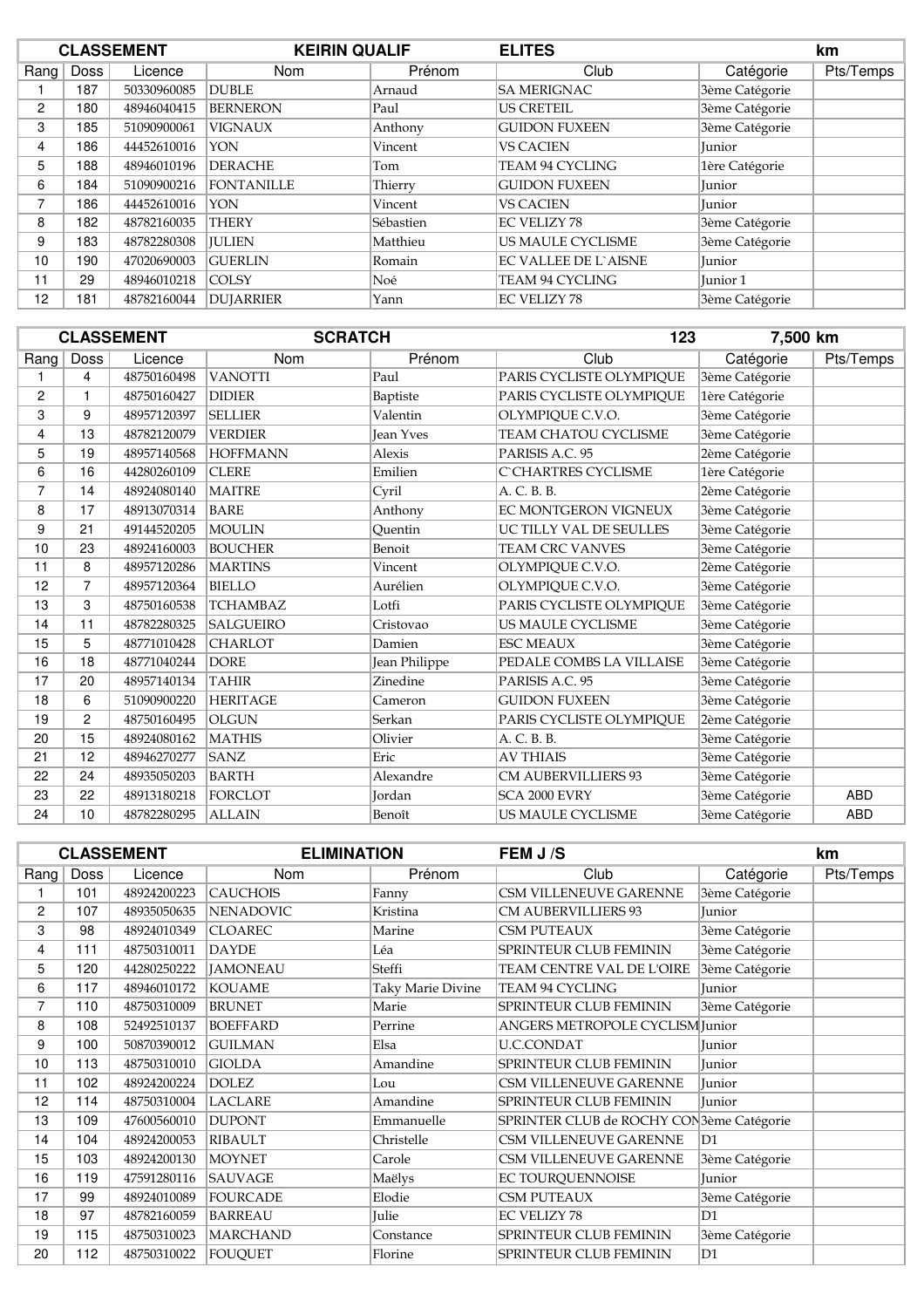| CLASSEMENT | | KEIRIN QUALIF | | ELITES | | | km |
|---|---|---|---|---|---|---|---|
| Rang | Doss | Licence | Nom | Prénom | Club | Catégorie | Pts/Temps |
| 1 | 187 | 50330960085 | DUBLE | Arnaud | SA MERIGNAC | 3ème Catégorie | |
| 2 | 180 | 48946040415 | BERNERON | Paul | US CRETEIL | 3ème Catégorie | |
| 3 | 185 | 51090900061 | VIGNAUX | Anthony | GUIDON FUXEEN | 3ème Catégorie | |
| 4 | 186 | 44452610016 | YON | Vincent | VS CACIEN | Junior | |
| 5 | 188 | 48946010196 | DERACHE | Tom | TEAM 94 CYCLING | 1ère Catégorie | |
| 6 | 184 | 51090900216 | FONTANILLE | Thierry | GUIDON FUXEEN | Junior | |
| 7 | 186 | 44452610016 | YON | Vincent | VS CACIEN | Junior | |
| 8 | 182 | 48782160035 | THERY | Sébastien | EC VELIZY 78 | 3ème Catégorie | |
| 9 | 183 | 48782280308 | JULIEN | Matthieu | US MAULE CYCLISME | 3ème Catégorie | |
| 10 | 190 | 47020690003 | GUERLIN | Romain | EC VALLEE DE L`AISNE | Junior | |
| 11 | 29 | 48946010218 | COLSY | Noé | TEAM 94 CYCLING | Junior 1 | |
| 12 | 181 | 48782160044 | DUJARRIER | Yann | EC VELIZY 78 | 3ème Catégorie | |

| CLASSEMENT | | SCRATCH | | | 123 | 7,500 km | |
|---|---|---|---|---|---|---|---|
| Rang | Doss | Licence | Nom | Prénom | Club | Catégorie | Pts/Temps |
| 1 | 4 | 48750160498 | VANOTTI | Paul | PARIS CYCLISTE OLYMPIQUE | 3ème Catégorie | |
| 2 | 1 | 48750160427 | DIDIER | Baptiste | PARIS CYCLISTE OLYMPIQUE | 1ère Catégorie | |
| 3 | 9 | 48957120397 | SELLIER | Valentin | OLYMPIQUE C.V.O. | 3ème Catégorie | |
| 4 | 13 | 48782120079 | VERDIER | Jean Yves | TEAM CHATOU CYCLISME | 3ème Catégorie | |
| 5 | 19 | 48957140568 | HOFFMANN | Alexis | PARISIS A.C. 95 | 2ème Catégorie | |
| 6 | 16 | 44280260109 | CLERE | Emilien | C`CHARTRES CYCLISME | 1ère Catégorie | |
| 7 | 14 | 48924080140 | MAITRE | Cyril | A. C. B. B. | 2ème Catégorie | |
| 8 | 17 | 48913070314 | BARE | Anthony | EC MONTGERON VIGNEUX | 3ème Catégorie | |
| 9 | 21 | 49144520205 | MOULIN | Quentin | UC TILLY VAL DE SEULLES | 3ème Catégorie | |
| 10 | 23 | 48924160003 | BOUCHER | Benoit | TEAM CRC VANVES | 3ème Catégorie | |
| 11 | 8 | 48957120286 | MARTINS | Vincent | OLYMPIQUE C.V.O. | 2ème Catégorie | |
| 12 | 7 | 48957120364 | BIELLO | Aurélien | OLYMPIQUE C.V.O. | 3ème Catégorie | |
| 13 | 3 | 48750160538 | TCHAMBAZ | Lotfi | PARIS CYCLISTE OLYMPIQUE | 3ème Catégorie | |
| 14 | 11 | 48782280325 | SALGUEIRO | Cristovao | US MAULE CYCLISME | 3ème Catégorie | |
| 15 | 5 | 48771010428 | CHARLOT | Damien | ESC MEAUX | 3ème Catégorie | |
| 16 | 18 | 48771040244 | DORE | Jean Philippe | PEDALE COMBS LA VILLAISE | 3ème Catégorie | |
| 17 | 20 | 48957140134 | TAHIR | Zinedine | PARISIS A.C. 95 | 3ème Catégorie | |
| 18 | 6 | 51090900220 | HERITAGE | Cameron | GUIDON FUXEEN | 3ème Catégorie | |
| 19 | 2 | 48750160495 | OLGUN | Serkan | PARIS CYCLISTE OLYMPIQUE | 2ème Catégorie | |
| 20 | 15 | 48924080162 | MATHIS | Olivier | A. C. B. B. | 3ème Catégorie | |
| 21 | 12 | 48946270277 | SANZ | Eric | AV THIAIS | 3ème Catégorie | |
| 22 | 24 | 48935050203 | BARTH | Alexandre | CM AUBERVILLIERS 93 | 3ème Catégorie | |
| 23 | 22 | 48913180218 | FORCLOT | Jordan | SCA 2000 EVRY | 3ème Catégorie | ABD |
| 24 | 10 | 48782280295 | ALLAIN | Benoît | US MAULE CYCLISME | 3ème Catégorie | ABD |

| CLASSEMENT | | ELIMINATION | | FEM J /S | | | km |
|---|---|---|---|---|---|---|---|
| Rang | Doss | Licence | Nom | Prénom | Club | Catégorie | Pts/Temps |
| 1 | 101 | 48924200223 | CAUCHOIS | Fanny | CSM VILLENEUVE GARENNE | 3ème Catégorie | |
| 2 | 107 | 48935050635 | NENADOVIC | Kristina | CM AUBERVILLIERS 93 | Junior | |
| 3 | 98 | 48924010349 | CLOAREC | Marine | CSM PUTEAUX | 3ème Catégorie | |
| 4 | 111 | 48750310011 | DAYDE | Léa | SPRINTEUR CLUB FEMININ | 3ème Catégorie | |
| 5 | 120 | 44280250222 | JAMONEAU | Steffi | TEAM CENTRE VAL DE L'OIRE | 3ème Catégorie | |
| 6 | 117 | 48946010172 | KOUAME | Taky Marie Divine | TEAM 94 CYCLING | Junior | |
| 7 | 110 | 48750310009 | BRUNET | Marie | SPRINTEUR CLUB FEMININ | 3ème Catégorie | |
| 8 | 108 | 52492510137 | BOEFFARD | Perrine | ANGERS METROPOLE CYCLISM | Junior | |
| 9 | 100 | 50870390012 | GUILMAN | Elsa | U.C.CONDAT | Junior | |
| 10 | 113 | 48750310010 | GIOLDA | Amandine | SPRINTEUR CLUB FEMININ | Junior | |
| 11 | 102 | 48924200224 | DOLEZ | Lou | CSM VILLENEUVE GARENNE | Junior | |
| 12 | 114 | 48750310004 | LACLARE | Amandine | SPRINTEUR CLUB FEMININ | Junior | |
| 13 | 109 | 47600560010 | DUPONT | Emmanuelle | SPRINTER CLUB de ROCHY CON | 3ème Catégorie | |
| 14 | 104 | 48924200053 | RIBAULT | Christelle | CSM VILLENEUVE GARENNE | D1 | |
| 15 | 103 | 48924200130 | MOYNET | Carole | CSM VILLENEUVE GARENNE | 3ème Catégorie | |
| 16 | 119 | 47591280116 | SAUVAGE | Maëlys | EC TOURQUENNOISE | Junior | |
| 17 | 99 | 48924010089 | FOURCADE | Elodie | CSM PUTEAUX | 3ème Catégorie | |
| 18 | 97 | 48782160059 | BARREAU | Julie | EC VELIZY 78 | D1 | |
| 19 | 115 | 48750310023 | MARCHAND | Constance | SPRINTEUR CLUB FEMININ | 3ème Catégorie | |
| 20 | 112 | 48750310022 | FOUQUET | Florine | SPRINTEUR CLUB FEMININ | D1 | |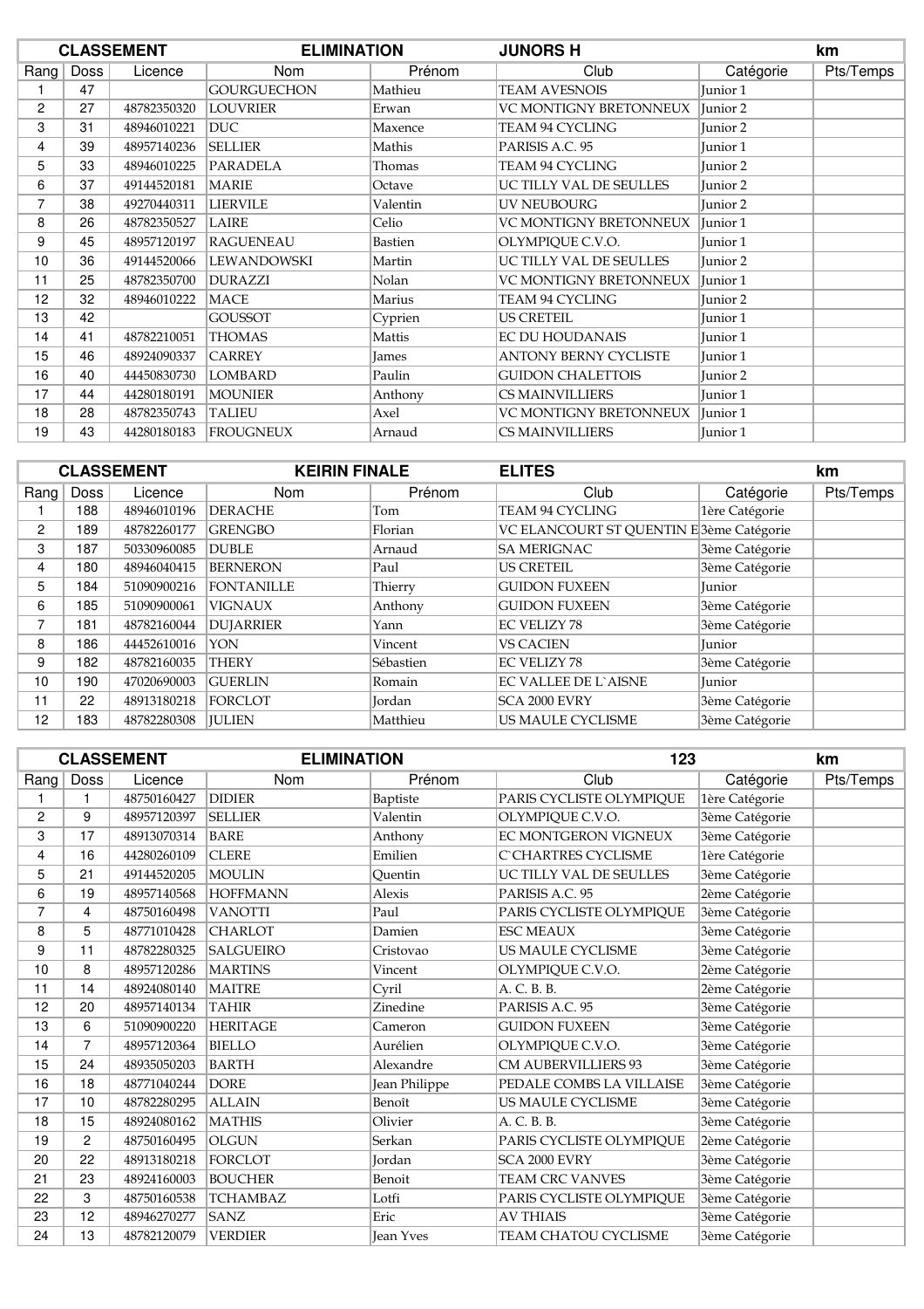| CLASSEMENT | | | ELIMINATION | | JUNORS H | | km |
|---|---|---|---|---|---|---|---|
| Rang | Doss | Licence | Nom | Prénom | Club | Catégorie | Pts/Temps |
| 1 | 47 | | GOURGUECHON | Mathieu | TEAM AVESNOIS | Junior 1 | |
| 2 | 27 | 48782350320 | LOUVRIER | Erwan | VC MONTIGNY BRETONNEUX | Junior 2 | |
| 3 | 31 | 48946010221 | DUC | Maxence | TEAM 94 CYCLING | Junior 2 | |
| 4 | 39 | 48957140236 | SELLIER | Mathis | PARISIS A.C. 95 | Junior 1 | |
| 5 | 33 | 48946010225 | PARADELA | Thomas | TEAM 94 CYCLING | Junior 2 | |
| 6 | 37 | 49144520181 | MARIE | Octave | UC TILLY VAL DE SEULLES | Junior 2 | |
| 7 | 38 | 49270440311 | LIERVILE | Valentin | UV NEUBOURG | Junior 2 | |
| 8 | 26 | 48782350527 | LAIRE | Celio | VC MONTIGNY BRETONNEUX | Junior 1 | |
| 9 | 45 | 48957120197 | RAGUENEAU | Bastien | OLYMPIQUE C.V.O. | Junior 1 | |
| 10 | 36 | 49144520066 | LEWANDOWSKI | Martin | UC TILLY VAL DE SEULLES | Junior 2 | |
| 11 | 25 | 48782350700 | DURAZZI | Nolan | VC MONTIGNY BRETONNEUX | Junior 1 | |
| 12 | 32 | 48946010222 | MACE | Marius | TEAM 94 CYCLING | Junior 2 | |
| 13 | 42 | | GOUSSOT | Cyprien | US CRETEIL | Junior 1 | |
| 14 | 41 | 48782210051 | THOMAS | Mattis | EC DU HOUDANAIS | Junior 1 | |
| 15 | 46 | 48924090337 | CARREY | James | ANTONY BERNY CYCLISTE | Junior 1 | |
| 16 | 40 | 44450830730 | LOMBARD | Paulin | GUIDON CHALETTOIS | Junior 2 | |
| 17 | 44 | 44280180191 | MOUNIER | Anthony | CS MAINVILLIERS | Junior 1 | |
| 18 | 28 | 48782350743 | TALIEU | Axel | VC MONTIGNY BRETONNEUX | Junior 1 | |
| 19 | 43 | 44280180183 | FROUGNEUX | Arnaud | CS MAINVILLIERS | Junior 1 | |

| CLASSEMENT | | | KEIRIN FINALE | | ELITES | | km |
|---|---|---|---|---|---|---|---|
| Rang | Doss | Licence | Nom | Prénom | Club | Catégorie | Pts/Temps |
| 1 | 188 | 48946010196 | DERACHE | Tom | TEAM 94 CYCLING | 1ère Catégorie | |
| 2 | 189 | 48782260177 | GRENGBO | Florian | VC ELANCOURT ST QUENTIN E | 3ème Catégorie | |
| 3 | 187 | 50330960085 | DUBLE | Arnaud | SA MERIGNAC | 3ème Catégorie | |
| 4 | 180 | 48946040415 | BERNERON | Paul | US CRETEIL | 3ème Catégorie | |
| 5 | 184 | 51090900216 | FONTANILLE | Thierry | GUIDON FUXEEN | Junior | |
| 6 | 185 | 51090900061 | VIGNAUX | Anthony | GUIDON FUXEEN | 3ème Catégorie | |
| 7 | 181 | 48782160044 | DUJARRIER | Yann | EC VELIZY 78 | 3ème Catégorie | |
| 8 | 186 | 44452610016 | YON | Vincent | VS CACIEN | Junior | |
| 9 | 182 | 48782160035 | THERY | Sébastien | EC VELIZY 78 | 3ème Catégorie | |
| 10 | 190 | 47020690003 | GUERLIN | Romain | EC VALLEE DE L`AISNE | Junior | |
| 11 | 22 | 48913180218 | FORCLOT | Jordan | SCA 2000 EVRY | 3ème Catégorie | |
| 12 | 183 | 48782280308 | JULIEN | Matthieu | US MAULE CYCLISME | 3ème Catégorie | |

| CLASSEMENT | | | ELIMINATION | | 123 | | km |
|---|---|---|---|---|---|---|---|
| Rang | Doss | Licence | Nom | Prénom | Club | Catégorie | Pts/Temps |
| 1 | 1 | 48750160427 | DIDIER | Baptiste | PARIS CYCLISTE OLYMPIQUE | 1ère Catégorie | |
| 2 | 9 | 48957120397 | SELLIER | Valentin | OLYMPIQUE C.V.O. | 3ème Catégorie | |
| 3 | 17 | 48913070314 | BARE | Anthony | EC MONTGERON VIGNEUX | 3ème Catégorie | |
| 4 | 16 | 44280260109 | CLERE | Emilien | C`CHARTRES CYCLISME | 1ère Catégorie | |
| 5 | 21 | 49144520205 | MOULIN | Quentin | UC TILLY VAL DE SEULLES | 3ème Catégorie | |
| 6 | 19 | 48957140568 | HOFFMANN | Alexis | PARISIS A.C. 95 | 2ème Catégorie | |
| 7 | 4 | 48750160498 | VANOTTI | Paul | PARIS CYCLISTE OLYMPIQUE | 3ème Catégorie | |
| 8 | 5 | 48771010428 | CHARLOT | Damien | ESC MEAUX | 3ème Catégorie | |
| 9 | 11 | 48782280325 | SALGUEIRO | Cristovao | US MAULE CYCLISME | 3ème Catégorie | |
| 10 | 8 | 48957120286 | MARTINS | Vincent | OLYMPIQUE C.V.O. | 2ème Catégorie | |
| 11 | 14 | 48924080140 | MAITRE | Cyril | A. C. B. B. | 2ème Catégorie | |
| 12 | 20 | 48957140134 | TAHIR | Zinedine | PARISIS A.C. 95 | 3ème Catégorie | |
| 13 | 6 | 51090900220 | HERITAGE | Cameron | GUIDON FUXEEN | 3ème Catégorie | |
| 14 | 7 | 48957120364 | BIELLO | Aurélien | OLYMPIQUE C.V.O. | 3ème Catégorie | |
| 15 | 24 | 48935050203 | BARTH | Alexandre | CM AUBERVILLIERS 93 | 3ème Catégorie | |
| 16 | 18 | 48771040244 | DORE | Jean Philippe | PEDALE COMBS LA VILLAISE | 3ème Catégorie | |
| 17 | 10 | 48782280295 | ALLAIN | Benoît | US MAULE CYCLISME | 3ème Catégorie | |
| 18 | 15 | 48924080162 | MATHIS | Olivier | A. C. B. B. | 3ème Catégorie | |
| 19 | 2 | 48750160495 | OLGUN | Serkan | PARIS CYCLISTE OLYMPIQUE | 2ème Catégorie | |
| 20 | 22 | 48913180218 | FORCLOT | Jordan | SCA 2000 EVRY | 3ème Catégorie | |
| 21 | 23 | 48924160003 | BOUCHER | Benoit | TEAM CRC VANVES | 3ème Catégorie | |
| 22 | 3 | 48750160538 | TCHAMBAZ | Lotfi | PARIS CYCLISTE OLYMPIQUE | 3ème Catégorie | |
| 23 | 12 | 48946270277 | SANZ | Eric | AV THIAIS | 3ème Catégorie | |
| 24 | 13 | 48782120079 | VERDIER | Jean Yves | TEAM CHATOU CYCLISME | 3ème Catégorie | |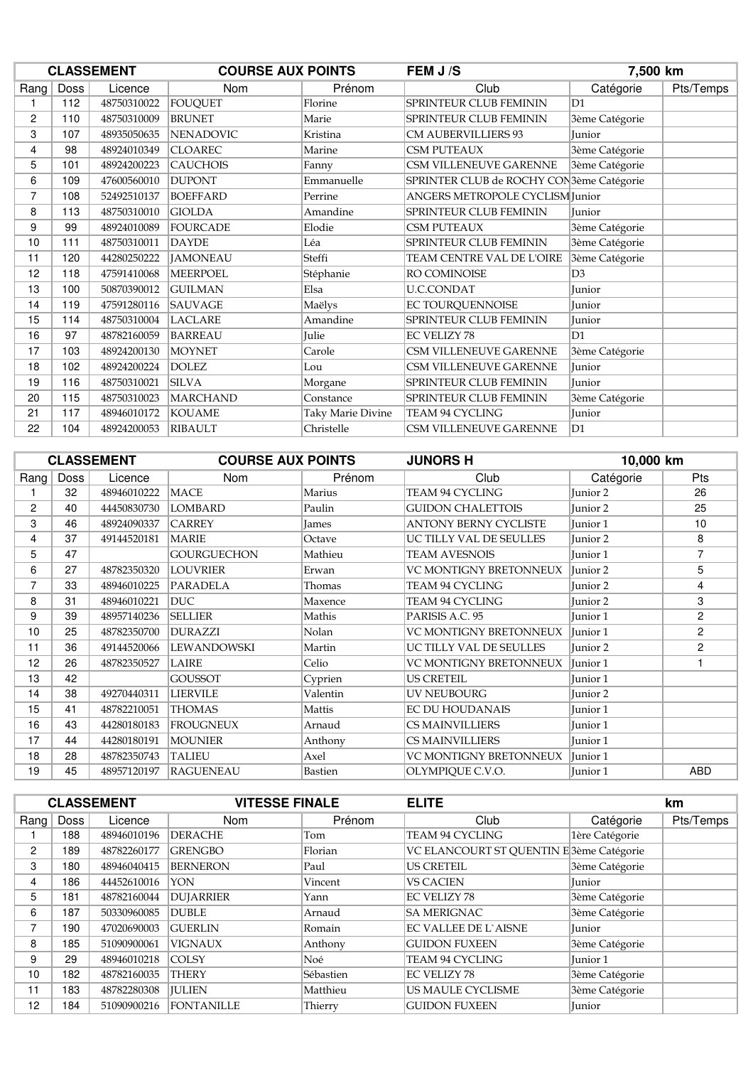| CLASSEMENT | | COURSE AUX POINTS | | FEM J /S | | 7,500 km | |
|---|---|---|---|---|---|---|---|
| Rang | Doss | Licence | Nom | Prénom | Club | Catégorie | Pts/Temps |
| 1 | 112 | 48750310022 | FOUQUET | Florine | SPRINTEUR CLUB FEMININ | D1 | |
| 2 | 110 | 48750310009 | BRUNET | Marie | SPRINTEUR CLUB FEMININ | 3ème Catégorie | |
| 3 | 107 | 48935050635 | NENADOVIC | Kristina | CM AUBERVILLIERS 93 | Junior | |
| 4 | 98 | 48924010349 | CLOAREC | Marine | CSM PUTEAUX | 3ème Catégorie | |
| 5 | 101 | 48924200223 | CAUCHOIS | Fanny | CSM VILLENEUVE GARENNE | 3ème Catégorie | |
| 6 | 109 | 47600560010 | DUPONT | Emmanuelle | SPRINTER CLUB de ROCHY CON | 3ème Catégorie | |
| 7 | 108 | 52492510137 | BOEFFARD | Perrine | ANGERS METROPOLE CYCLISM | Junior | |
| 8 | 113 | 48750310010 | GIOLDA | Amandine | SPRINTEUR CLUB FEMININ | Junior | |
| 9 | 99 | 48924010089 | FOURCADE | Elodie | CSM PUTEAUX | 3ème Catégorie | |
| 10 | 111 | 48750310011 | DAYDE | Léa | SPRINTEUR CLUB FEMININ | 3ème Catégorie | |
| 11 | 120 | 44280250222 | JAMONEAU | Steffi | TEAM CENTRE VAL DE L'OIRE | 3ème Catégorie | |
| 12 | 118 | 47591410068 | MEERPOEL | Stéphanie | RO COMINOISE | D3 | |
| 13 | 100 | 50870390012 | GUILMAN | Elsa | U.C.CONDAT | Junior | |
| 14 | 119 | 47591280116 | SAUVAGE | Maëlys | EC TOURQUENNOISE | Junior | |
| 15 | 114 | 48750310004 | LACLARE | Amandine | SPRINTEUR CLUB FEMININ | Junior | |
| 16 | 97 | 48782160059 | BARREAU | Julie | EC VELIZY 78 | D1 | |
| 17 | 103 | 48924200130 | MOYNET | Carole | CSM VILLENEUVE GARENNE | 3ème Catégorie | |
| 18 | 102 | 48924200224 | DOLEZ | Lou | CSM VILLENEUVE GARENNE | Junior | |
| 19 | 116 | 48750310021 | SILVA | Morgane | SPRINTEUR CLUB FEMININ | Junior | |
| 20 | 115 | 48750310023 | MARCHAND | Constance | SPRINTEUR CLUB FEMININ | 3ème Catégorie | |
| 21 | 117 | 48946010172 | KOUAME | Taky Marie Divine | TEAM 94 CYCLING | Junior | |
| 22 | 104 | 48924200053 | RIBAULT | Christelle | CSM VILLENEUVE GARENNE | D1 | |

| CLASSEMENT | | COURSE AUX POINTS | | JUNORS H | | 10,000 km | |
|---|---|---|---|---|---|---|---|
| Rang | Doss | Licence | Nom | Prénom | Club | Catégorie | Pts |
| 1 | 32 | 48946010222 | MACE | Marius | TEAM 94 CYCLING | Junior 2 | 26 |
| 2 | 40 | 44450830730 | LOMBARD | Paulin | GUIDON CHALETTOIS | Junior 2 | 25 |
| 3 | 46 | 48924090337 | CARREY | James | ANTONY BERNY CYCLISTE | Junior 1 | 10 |
| 4 | 37 | 49144520181 | MARIE | Octave | UC TILLY VAL DE SEULLES | Junior 2 | 8 |
| 5 | 47 | | GOURGUECHON | Mathieu | TEAM AVESNOIS | Junior 1 | 7 |
| 6 | 27 | 48782350320 | LOUVRIER | Erwan | VC MONTIGNY BRETONNEUX | Junior 2 | 5 |
| 7 | 33 | 48946010225 | PARADELA | Thomas | TEAM 94 CYCLING | Junior 2 | 4 |
| 8 | 31 | 48946010221 | DUC | Maxence | TEAM 94 CYCLING | Junior 2 | 3 |
| 9 | 39 | 48957140236 | SELLIER | Mathis | PARISIS A.C. 95 | Junior 1 | 2 |
| 10 | 25 | 48782350700 | DURAZZI | Nolan | VC MONTIGNY BRETONNEUX | Junior 1 | 2 |
| 11 | 36 | 49144520066 | LEWANDOWSKI | Martin | UC TILLY VAL DE SEULLES | Junior 2 | 2 |
| 12 | 26 | 48782350527 | LAIRE | Celio | VC MONTIGNY BRETONNEUX | Junior 1 | 1 |
| 13 | 42 | | GOUSSOT | Cyprien | US CRETEIL | Junior 1 | |
| 14 | 38 | 49270440311 | LIERVILE | Valentin | UV NEUBOURG | Junior 2 | |
| 15 | 41 | 48782210051 | THOMAS | Mattis | EC DU HOUDANAIS | Junior 1 | |
| 16 | 43 | 44280180183 | FROUGNEUX | Arnaud | CS MAINVILLIERS | Junior 1 | |
| 17 | 44 | 44280180191 | MOUNIER | Anthony | CS MAINVILLIERS | Junior 1 | |
| 18 | 28 | 48782350743 | TALIEU | Axel | VC MONTIGNY BRETONNEUX | Junior 1 | |
| 19 | 45 | 48957120197 | RAGUENEAU | Bastien | OLYMPIQUE C.V.O. | Junior 1 | ABD |

| CLASSEMENT | | VITESSE FINALE | | ELITE | | km | |
|---|---|---|---|---|---|---|---|
| Rang | Doss | Licence | Nom | Prénom | Club | Catégorie | Pts/Temps |
| 1 | 188 | 48946010196 | DERACHE | Tom | TEAM 94 CYCLING | 1ère Catégorie | |
| 2 | 189 | 48782260177 | GRENGBO | Florian | VC ELANCOURT ST QUENTIN E | 3ème Catégorie | |
| 3 | 180 | 48946040415 | BERNERON | Paul | US CRETEIL | 3ème Catégorie | |
| 4 | 186 | 44452610016 | YON | Vincent | VS CACIEN | Junior | |
| 5 | 181 | 48782160044 | DUJARRIER | Yann | EC VELIZY 78 | 3ème Catégorie | |
| 6 | 187 | 50330960085 | DUBLE | Arnaud | SA MERIGNAC | 3ème Catégorie | |
| 7 | 190 | 47020690003 | GUERLIN | Romain | EC VALLEE DE L`AISNE | Junior | |
| 8 | 185 | 51090900061 | VIGNAUX | Anthony | GUIDON FUXEEN | 3ème Catégorie | |
| 9 | 29 | 48946010218 | COLSY | Noé | TEAM 94 CYCLING | Junior 1 | |
| 10 | 182 | 48782160035 | THERY | Sébastien | EC VELIZY 78 | 3ème Catégorie | |
| 11 | 183 | 48782280308 | JULIEN | Matthieu | US MAULE CYCLISME | 3ème Catégorie | |
| 12 | 184 | 51090900216 | FONTANILLE | Thierry | GUIDON FUXEEN | Junior | |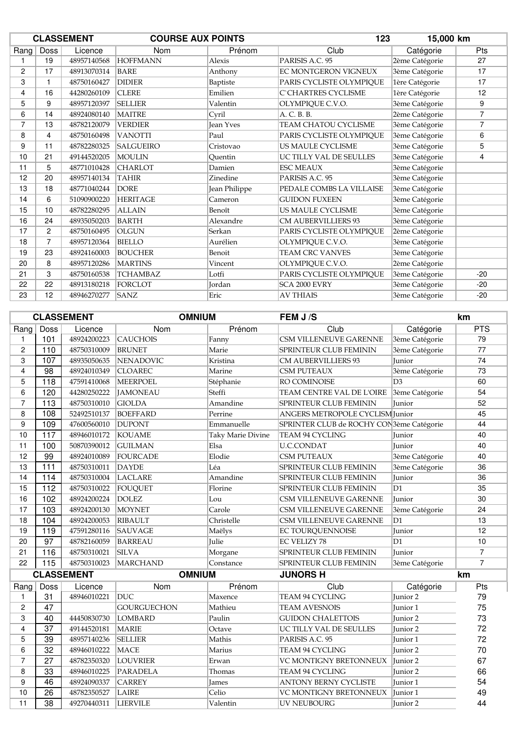| CLASSEMENT | | COURSE AUX POINTS | | | 123 | 15,000 km | |
|---|---|---|---|---|---|---|---|
| Rang | Doss | Licence | Nom | Prénom | Club | Catégorie | Pts |
| 1 | 19 | 48957140568 | HOFFMANN | Alexis | PARISIS A.C. 95 | 2ème Catégorie | 27 |
| 2 | 17 | 48913070314 | BARE | Anthony | EC MONTGERON VIGNEUX | 3ème Catégorie | 17 |
| 3 | 1 | 48750160427 | DIDIER | Baptiste | PARIS CYCLISTE OLYMPIQUE | 1ère Catégorie | 17 |
| 4 | 16 | 44280260109 | CLERE | Emilien | C`CHARTRES CYCLISME | 1ère Catégorie | 12 |
| 5 | 9 | 48957120397 | SELLIER | Valentin | OLYMPIQUE C.V.O. | 3ème Catégorie | 9 |
| 6 | 14 | 48924080140 | MAITRE | Cyril | A. C. B. B. | 2ème Catégorie | 7 |
| 7 | 13 | 48782120079 | VERDIER | Jean Yves | TEAM CHATOU CYCLISME | 3ème Catégorie | 7 |
| 8 | 4 | 48750160498 | VANOTTI | Paul | PARIS CYCLISTE OLYMPIQUE | 3ème Catégorie | 6 |
| 9 | 11 | 48782280325 | SALGUEIRO | Cristovao | US MAULE CYCLISME | 3ème Catégorie | 5 |
| 10 | 21 | 49144520205 | MOULIN | Quentin | UC TILLY VAL DE SEULLES | 3ème Catégorie | 4 |
| 11 | 5 | 48771010428 | CHARLOT | Damien | ESC MEAUX | 3ème Catégorie | |
| 12 | 20 | 48957140134 | TAHIR | Zinedine | PARISIS A.C. 95 | 3ème Catégorie | |
| 13 | 18 | 48771040244 | DORE | Jean Philippe | PEDALE COMBS LA VILLAISE | 3ème Catégorie | |
| 14 | 6 | 51090900220 | HERITAGE | Cameron | GUIDON FUXEEN | 3ème Catégorie | |
| 15 | 10 | 48782280295 | ALLAIN | Benoît | US MAULE CYCLISME | 3ème Catégorie | |
| 16 | 24 | 48935050203 | BARTH | Alexandre | CM AUBERVILLIERS 93 | 3ème Catégorie | |
| 17 | 2 | 48750160495 | OLGUN | Serkan | PARIS CYCLISTE OLYMPIQUE | 2ème Catégorie | |
| 18 | 7 | 48957120364 | BIELLO | Aurélien | OLYMPIQUE C.V.O. | 3ème Catégorie | |
| 19 | 23 | 48924160003 | BOUCHER | Benoit | TEAM CRC VANVES | 3ème Catégorie | |
| 20 | 8 | 48957120286 | MARTINS | Vincent | OLYMPIQUE C.V.O. | 2ème Catégorie | |
| 21 | 3 | 48750160538 | TCHAMBAZ | Lotfi | PARIS CYCLISTE OLYMPIQUE | 3ème Catégorie | -20 |
| 22 | 22 | 48913180218 | FORCLOT | Jordan | SCA 2000 EVRY | 3ème Catégorie | -20 |
| 23 | 12 | 48946270277 | SANZ | Eric | AV THIAIS | 3ème Catégorie | -20 |

| CLASSEMENT | | | OMNIUM | | FEM J /S | | km |
|---|---|---|---|---|---|---|---|
| Rang | Doss | Licence | Nom | Prénom | Club | Catégorie | PTS |
| 1 | 101 | 48924200223 | CAUCHOIS | Fanny | CSM VILLENEUVE GARENNE | 3ème Catégorie | 79 |
| 2 | 110 | 48750310009 | BRUNET | Marie | SPRINTEUR CLUB FEMININ | 3ème Catégorie | 77 |
| 3 | 107 | 48935050635 | NENADOVIC | Kristina | CM AUBERVILLIERS 93 | Junior | 74 |
| 4 | 98 | 48924010349 | CLOAREC | Marine | CSM PUTEAUX | 3ème Catégorie | 73 |
| 5 | 118 | 47591410068 | MEERPOEL | Stéphanie | RO COMINOISE | D3 | 60 |
| 6 | 120 | 44280250222 | JAMONEAU | Steffi | TEAM CENTRE VAL DE L'OIRE | 3ème Catégorie | 54 |
| 7 | 113 | 48750310010 | GIOLDA | Amandine | SPRINTEUR CLUB FEMININ | Junior | 52 |
| 8 | 108 | 52492510137 | BOEFFARD | Perrine | ANGERS METROPOLE CYCLISM | Junior | 45 |
| 9 | 109 | 47600560010 | DUPONT | Emmanuelle | SPRINTER CLUB de ROCHY CON | 3ème Catégorie | 44 |
| 10 | 117 | 48946010172 | KOUAME | Taky Marie Divine | TEAM 94 CYCLING | Junior | 40 |
| 11 | 100 | 50870390012 | GUILMAN | Elsa | U.C.CONDAT | Junior | 40 |
| 12 | 99 | 48924010089 | FOURCADE | Elodie | CSM PUTEAUX | 3ème Catégorie | 40 |
| 13 | 111 | 48750310011 | DAYDE | Léa | SPRINTEUR CLUB FEMININ | 3ème Catégorie | 36 |
| 14 | 114 | 48750310004 | LACLARE | Amandine | SPRINTEUR CLUB FEMININ | Junior | 36 |
| 15 | 112 | 48750310022 | FOUQUET | Florine | SPRINTEUR CLUB FEMININ | D1 | 35 |
| 16 | 102 | 48924200224 | DOLEZ | Lou | CSM VILLENEUVE GARENNE | Junior | 30 |
| 17 | 103 | 48924200130 | MOYNET | Carole | CSM VILLENEUVE GARENNE | 3ème Catégorie | 24 |
| 18 | 104 | 48924200053 | RIBAULT | Christelle | CSM VILLENEUVE GARENNE | D1 | 13 |
| 19 | 119 | 47591280116 | SAUVAGE | Maëlys | EC TOURQUENNOISE | Junior | 12 |
| 20 | 97 | 48782160059 | BARREAU | Julie | EC VELIZY 78 | D1 | 10 |
| 21 | 116 | 48750310021 | SILVA | Morgane | SPRINTEUR CLUB FEMININ | Junior | 7 |
| 22 | 115 | 48750310023 | MARCHAND | Constance | SPRINTEUR CLUB FEMININ | 3ème Catégorie | 7 |

| CLASSEMENT | | | OMNIUM | | JUNORS H | | km |
|---|---|---|---|---|---|---|---|
| Rang | Doss | Licence | Nom | Prénom | Club | Catégorie | Pts |
| 1 | 31 | 48946010221 | DUC | Maxence | TEAM 94 CYCLING | Junior 2 | 79 |
| 2 | 47 | | GOURGUECHON | Mathieu | TEAM AVESNOIS | Junior 1 | 75 |
| 3 | 40 | 44450830730 | LOMBARD | Paulin | GUIDON CHALETTOIS | Junior 2 | 73 |
| 4 | 37 | 49144520181 | MARIE | Octave | UC TILLY VAL DE SEULLES | Junior 2 | 72 |
| 5 | 39 | 48957140236 | SELLIER | Mathis | PARISIS A.C. 95 | Junior 1 | 72 |
| 6 | 32 | 48946010222 | MACE | Marius | TEAM 94 CYCLING | Junior 2 | 70 |
| 7 | 27 | 48782350320 | LOUVRIER | Erwan | VC MONTIGNY BRETONNEUX | Junior 2 | 67 |
| 8 | 33 | 48946010225 | PARADELA | Thomas | TEAM 94 CYCLING | Junior 2 | 66 |
| 9 | 46 | 48924090337 | CARREY | James | ANTONY BERNY CYCLISTE | Junior 1 | 54 |
| 10 | 26 | 48782350527 | LAIRE | Celio | VC MONTIGNY BRETONNEUX | Junior 1 | 49 |
| 11 | 38 | 49270440311 | LIERVILE | Valentin | UV NEUBOURG | Junior 2 | 44 |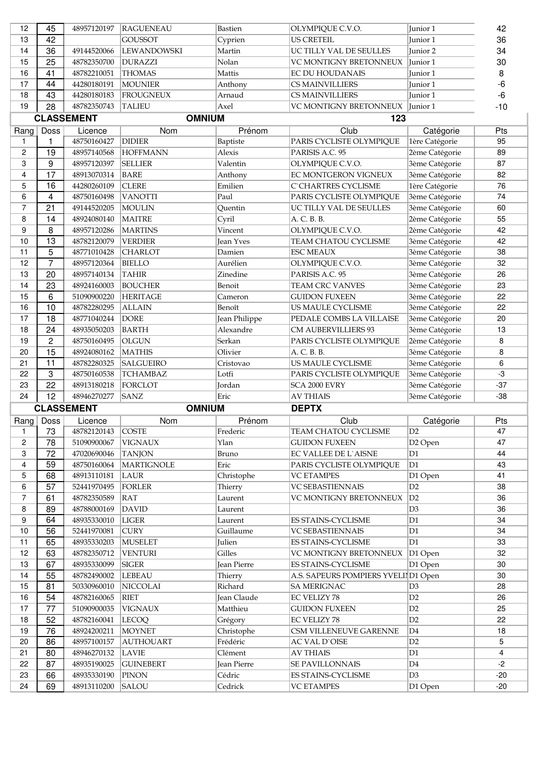| | | | | | | | |
|---|---|---|---|---|---|---|---|
| 12 | 45 | 48957120197 | RAGUENEAU | Bastien | OLYMPIQUE C.V.O. | Junior 1 | 42 |
| 13 | 42 | | GOUSSOT | Cyprien | US CRETEIL | Junior 1 | 36 |
| 14 | 36 | 49144520066 | LEWANDOWSKI | Martin | UC TILLY VAL DE SEULLES | Junior 2 | 34 |
| 15 | 25 | 48782350700 | DURAZZI | Nolan | VC MONTIGNY BRETONNEUX | Junior 1 | 30 |
| 16 | 41 | 48782210051 | THOMAS | Mattis | EC DU HOUDANAIS | Junior 1 | 8 |
| 17 | 44 | 44280180191 | MOUNIER | Anthony | CS MAINVILLIERS | Junior 1 | -6 |
| 18 | 43 | 44280180183 | FROUGNEUX | Arnaud | CS MAINVILLIERS | Junior 1 | -6 |
| 19 | 28 | 48782350743 | TALIEU | Axel | VC MONTIGNY BRETONNEUX | Junior 1 | -10 |

**CLASSEMENT** **OMNIUM** **123**

| Rang | Doss | Licence | Nom | Prénom | Club | Catégorie | Pts |
|---|---|---|---|---|---|---|---|
| 1 | 1 | 48750160427 | DIDIER | Baptiste | PARIS CYCLISTE OLYMPIQUE | 1ère Catégorie | 95 |
| 2 | 19 | 48957140568 | HOFFMANN | Alexis | PARISIS A.C. 95 | 2ème Catégorie | 89 |
| 3 | 9 | 48957120397 | SELLIER | Valentin | OLYMPIQUE C.V.O. | 3ème Catégorie | 87 |
| 4 | 17 | 48913070314 | BARE | Anthony | EC MONTGERON VIGNEUX | 3ème Catégorie | 82 |
| 5 | 16 | 44280260109 | CLERE | Emilien | C`CHARTRES CYCLISME | 1ère Catégorie | 76 |
| 6 | 4 | 48750160498 | VANOTTI | Paul | PARIS CYCLISTE OLYMPIQUE | 3ème Catégorie | 74 |
| 7 | 21 | 49144520205 | MOULIN | Quentin | UC TILLY VAL DE SEULLES | 3ème Catégorie | 60 |
| 8 | 14 | 48924080140 | MAITRE | Cyril | A. C. B. B. | 2ème Catégorie | 55 |
| 9 | 8 | 48957120286 | MARTINS | Vincent | OLYMPIQUE C.V.O. | 2ème Catégorie | 42 |
| 10 | 13 | 48782120079 | VERDIER | Jean Yves | TEAM CHATOU CYCLISME | 3ème Catégorie | 42 |
| 11 | 5 | 48771010428 | CHARLOT | Damien | ESC MEAUX | 3ème Catégorie | 38 |
| 12 | 7 | 48957120364 | BIELLO | Aurélien | OLYMPIQUE C.V.O. | 3ème Catégorie | 32 |
| 13 | 20 | 48957140134 | TAHIR | Zinedine | PARISIS A.C. 95 | 3ème Catégorie | 26 |
| 14 | 23 | 48924160003 | BOUCHER | Benoit | TEAM CRC VANVES | 3ème Catégorie | 23 |
| 15 | 6 | 51090900220 | HERITAGE | Cameron | GUIDON FUXEEN | 3ème Catégorie | 22 |
| 16 | 10 | 48782280295 | ALLAIN | Benoît | US MAULE CYCLISME | 3ème Catégorie | 22 |
| 17 | 18 | 48771040244 | DORE | Jean Philippe | PEDALE COMBS LA VILLAISE | 3ème Catégorie | 20 |
| 18 | 24 | 48935050203 | BARTH | Alexandre | CM AUBERVILLIERS 93 | 3ème Catégorie | 13 |
| 19 | 2 | 48750160495 | OLGUN | Serkan | PARIS CYCLISTE OLYMPIQUE | 2ème Catégorie | 8 |
| 20 | 15 | 48924080162 | MATHIS | Olivier | A. C. B. B. | 3ème Catégorie | 8 |
| 21 | 11 | 48782280325 | SALGUEIRO | Cristovao | US MAULE CYCLISME | 3ème Catégorie | 6 |
| 22 | 3 | 48750160538 | TCHAMBAZ | Lotfi | PARIS CYCLISTE OLYMPIQUE | 3ème Catégorie | -3 |
| 23 | 22 | 48913180218 | FORCLOT | Jordan | SCA 2000 EVRY | 3ème Catégorie | -37 |
| 24 | 12 | 48946270277 | SANZ | Eric | AV THIAIS | 3ème Catégorie | -38 |

**CLASSEMENT** **OMNIUM** **DEPTX**

| Rang | Doss | Licence | Nom | Prénom | Club | Catégorie | Pts |
|---|---|---|---|---|---|---|---|
| 1 | 73 | 48782120143 | COSTE | Frederic | TEAM CHATOU CYCLISME | D2 | 47 |
| 2 | 78 | 51090900067 | VIGNAUX | Ylan | GUIDON FUXEEN | D2 Open | 47 |
| 3 | 72 | 47020690046 | TANJON | Bruno | EC VALLEE DE L`AISNE | D1 | 44 |
| 4 | 59 | 48750160064 | MARTIGNOLE | Eric | PARIS CYCLISTE OLYMPIQUE | D1 | 43 |
| 5 | 68 | 48913110181 | LAUR | Christophe | VC ETAMPES | D1 Open | 41 |
| 6 | 57 | 52441970495 | FORLER | Thierry | VC SEBASTIENNAIS | D2 | 38 |
| 7 | 61 | 48782350589 | RAT | Laurent | VC MONTIGNY BRETONNEUX | D2 | 36 |
| 8 | 89 | 48788000169 | DAVID | Laurent | | D3 | 36 |
| 9 | 64 | 48935330010 | LIGER | Laurent | ES STAINS-CYCLISME | D1 | 34 |
| 10 | 56 | 52441970081 | CURY | Guillaume | VC SEBASTIENNAIS | D1 | 34 |
| 11 | 65 | 48935330203 | MUSELET | Julien | ES STAINS-CYCLISME | D1 | 33 |
| 12 | 63 | 48782350712 | VENTURI | Gilles | VC MONTIGNY BRETONNEUX | D1 Open | 32 |
| 13 | 67 | 48935330099 | SIGER | Jean Pierre | ES STAINS-CYCLISME | D1 Open | 30 |
| 14 | 55 | 48782490002 | LEBEAU | Thierry | A.S. SAPEURS POMPIERS YVELI | D1 Open | 30 |
| 15 | 81 | 50330960010 | NICCOLAI | Richard | SA MERIGNAC | D3 | 28 |
| 16 | 54 | 48782160065 | RIET | Jean Claude | EC VELIZY 78 | D2 | 26 |
| 17 | 77 | 51090900035 | VIGNAUX | Matthieu | GUIDON FUXEEN | D2 | 25 |
| 18 | 52 | 48782160041 | LECOQ | Grégory | EC VELIZY 78 | D2 | 22 |
| 19 | 76 | 48924200211 | MOYNET | Christophe | CSM VILLENEUVE GARENNE | D4 | 18 |
| 20 | 86 | 48957100157 | AUTHOUART | Frédéric | AC VAL D`OISE | D2 | 5 |
| 21 | 80 | 48946270132 | LAVIE | Clément | AV THIAIS | D1 | 4 |
| 22 | 87 | 48935190025 | GUINEBERT | Jean Pierre | SE PAVILLONNAIS | D4 | -2 |
| 23 | 66 | 48935330190 | PINON | Cédric | ES STAINS-CYCLISME | D3 | -20 |
| 24 | 69 | 48913110200 | SALOU | Cedrick | VC ETAMPES | D1 Open | -20 |